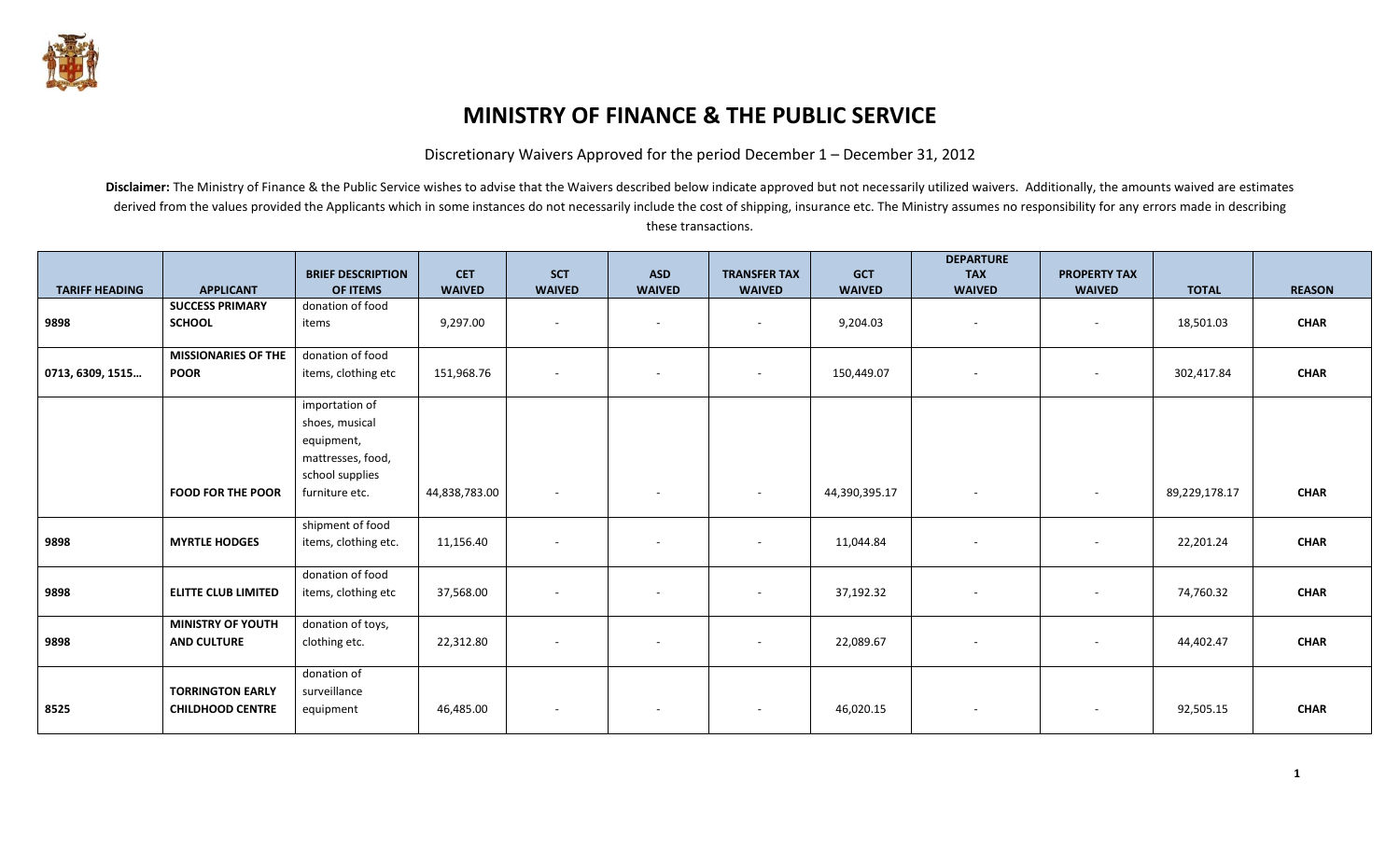# MINISTRY OF FINANCE & THE PUBLIC SERVICE

Discretionary Waivers Approved for the period December 1 – December 31, 2012

**Disclaimer:** The Ministry of Finance & the Public Service wishes to advise that the Waivers described below indicate approved but not necessarily utilized waivers. Additionally, the amounts waived are estimates derived from the values provided the Applicants which in some instances do not necessarily include the cost of shipping, insurance etc. The Ministry assumes no responsibility for any errors made in describing these transactions.

| TARIFF HEADING | APPLICANT | BRIEF DESCRIPTION OF ITEMS | CET WAIVED | SCT WAIVED | ASD WAIVED | TRANSFER TAX WAIVED | GCT WAIVED | DEPARTURE TAX WAIVED | PROPERTY TAX WAIVED | TOTAL | REASON |
|---|---|---|---|---|---|---|---|---|---|---|---|
| 9898 | **SUCCESS PRIMARY SCHOOL** | donation of food items | 9,297.00 | - | - | - | 9,204.03 | - | - | 18,501.03 | **CHAR** |
| 0713, 6309, 1515… | **MISSIONARIES OF THE POOR** | donation of food items, clothing etc | 151,968.76 | - | - | - | 150,449.07 | - | - | 302,417.84 | **CHAR** |
| | **FOOD FOR THE POOR** | importation of shoes, musical equipment, mattresses, food, school supplies furniture etc. | 44,838,783.00 | - | - | - | 44,390,395.17 | - | - | 89,229,178.17 | **CHAR** |
| 9898 | **MYRTLE HODGES** | shipment of food items, clothing etc. | 11,156.40 | - | - | - | 11,044.84 | - | - | 22,201.24 | **CHAR** |
| 9898 | **ELITTE CLUB LIMITED** | donation of food items, clothing etc | 37,568.00 | - | - | - | 37,192.32 | - | - | 74,760.32 | **CHAR** |
| 9898 | **MINISTRY OF YOUTH AND CULTURE** | donation of toys, clothing etc. | 22,312.80 | - | - | - | 22,089.67 | - | - | 44,402.47 | **CHAR** |
| 8525 | **TORRINGTON EARLY CHILDHOOD CENTRE** | donation of surveillance equipment | 46,485.00 | - | - | - | 46,020.15 | - | - | 92,505.15 | **CHAR** |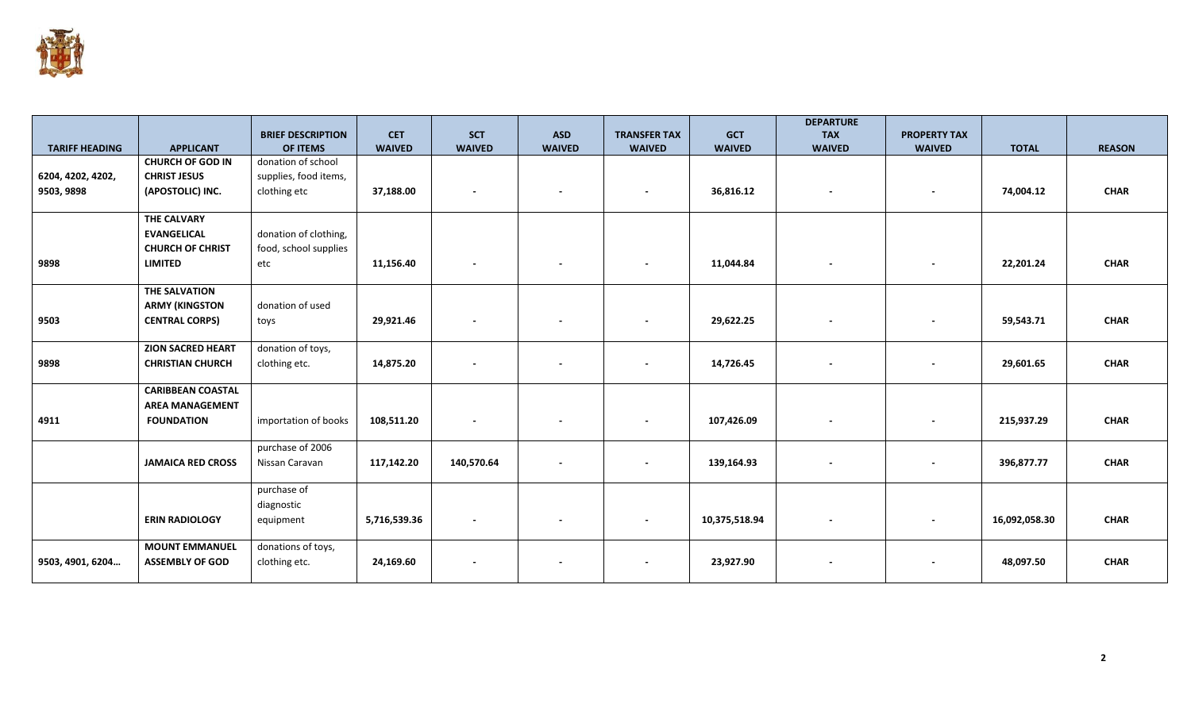| TARIFF HEADING | APPLICANT | BRIEF DESCRIPTION OF ITEMS | CET WAIVED | SCT WAIVED | ASD WAIVED | TRANSFER TAX WAIVED | GCT WAIVED | DEPARTURE TAX WAIVED | PROPERTY TAX WAIVED | TOTAL | REASON |
|---|---|---|---|---|---|---|---|---|---|---|---|
| 6204, 4202, 4202, 9503, 9898 | CHURCH OF GOD IN CHRIST JESUS (APOSTOLIC) INC. | donation of school supplies, food items, clothing etc | 37,188.00 | - | - | - | 36,816.12 | - | - | 74,004.12 | CHAR |
| 9898 | THE CALVARY EVANGELICAL CHURCH OF CHRIST LIMITED | donation of clothing, food, school supplies etc | 11,156.40 | - | - | - | 11,044.84 | - | - | 22,201.24 | CHAR |
| 9503 | THE SALVATION ARMY (KINGSTON CENTRAL CORPS) | donation of used toys | 29,921.46 | - | - | - | 29,622.25 | - | - | 59,543.71 | CHAR |
| 9898 | ZION SACRED HEART CHRISTIAN CHURCH | donation of toys, clothing etc. | 14,875.20 | - | - | - | 14,726.45 | - | - | 29,601.65 | CHAR |
| 4911 | CARIBBEAN COASTAL AREA MANAGEMENT FOUNDATION | importation of books | 108,511.20 | - | - | - | 107,426.09 | - | - | 215,937.29 | CHAR |
| | JAMAICA RED CROSS | purchase of 2006 Nissan Caravan | 117,142.20 | 140,570.64 | - | - | 139,164.93 | - | - | 396,877.77 | CHAR |
| | ERIN RADIOLOGY | purchase of diagnostic equipment | 5,716,539.36 | - | - | - | 10,375,518.94 | - | - | 16,092,058.30 | CHAR |
| 9503, 4901, 6204… | MOUNT EMMANUEL ASSEMBLY OF GOD | donations of toys, clothing etc. | 24,169.60 | - | - | - | 23,927.90 | - | - | 48,097.50 | CHAR |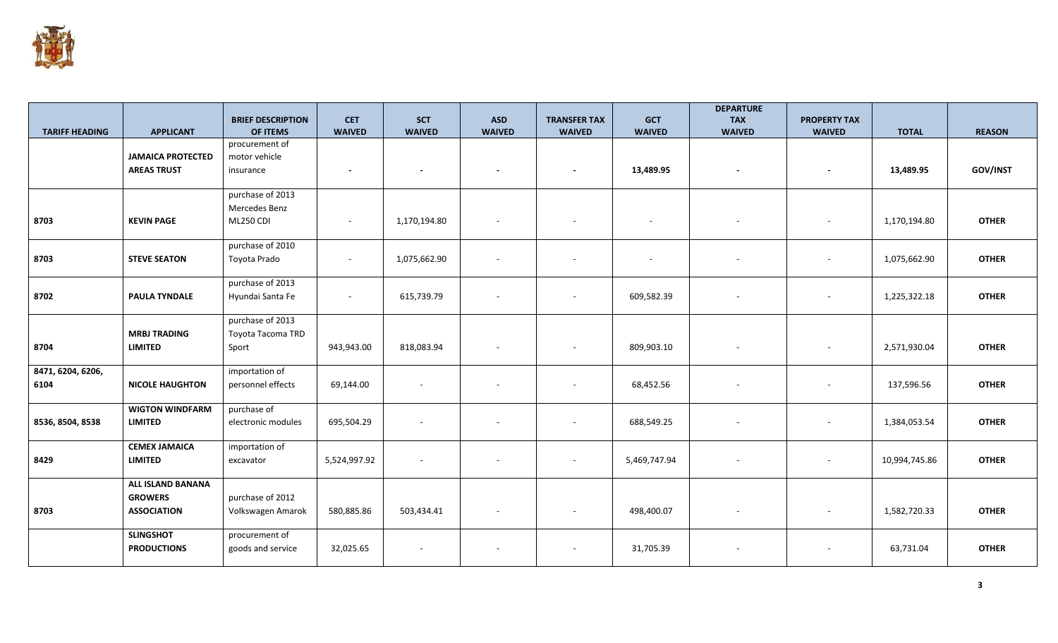| TARIFF HEADING | APPLICANT | BRIEF DESCRIPTION OF ITEMS | CET WAIVED | SCT WAIVED | ASD WAIVED | TRANSFER TAX WAIVED | GCT WAIVED | DEPARTURE TAX WAIVED | PROPERTY TAX WAIVED | TOTAL | REASON |
|---|---|---|---|---|---|---|---|---|---|---|---|
| | **JAMAICA PROTECTED AREAS TRUST** | procurement of motor vehicle insurance | **-** | **-** | **-** | **-** | **13,489.95** | **-** | **-** | **13,489.95** | **GOV/INST** |
| 8703 | **KEVIN PAGE** | purchase of 2013 Mercedes Benz ML250 CDI | - | 1,170,194.80 | - | - | - | - | - | 1,170,194.80 | **OTHER** |
| 8703 | **STEVE SEATON** | purchase of 2010 Toyota Prado | - | 1,075,662.90 | - | - | - | - | - | 1,075,662.90 | **OTHER** |
| 8702 | **PAULA TYNDALE** | purchase of 2013 Hyundai Santa Fe | - | 615,739.79 | - | - | 609,582.39 | - | - | 1,225,322.18 | **OTHER** |
| 8704 | **MRBJ TRADING LIMITED** | purchase of 2013 Toyota Tacoma TRD Sport | 943,943.00 | 818,083.94 | - | - | 809,903.10 | - | - | 2,571,930.04 | **OTHER** |
| **8471, 6204, 6206, 6104** | **NICOLE HAUGHTON** | importation of personnel effects | 69,144.00 | - | - | - | 68,452.56 | - | - | 137,596.56 | **OTHER** |
| **8536, 8504, 8538** | **WIGTON WINDFARM LIMITED** | purchase of electronic modules | 695,504.29 | - | - | - | 688,549.25 | - | - | 1,384,053.54 | **OTHER** |
| **8429** | **CEMEX JAMAICA LIMITED** | importation of excavator | 5,524,997.92 | - | - | - | 5,469,747.94 | - | - | 10,994,745.86 | **OTHER** |
| **8703** | **ALL ISLAND BANANA GROWERS ASSOCIATION** | purchase of 2012 Volkswagen Amarok | 580,885.86 | 503,434.41 | - | - | 498,400.07 | - | - | 1,582,720.33 | **OTHER** |
| | **SLINGSHOT PRODUCTIONS** | procurement of goods and service | 32,025.65 | - | - | - | 31,705.39 | - | - | 63,731.04 | **OTHER** |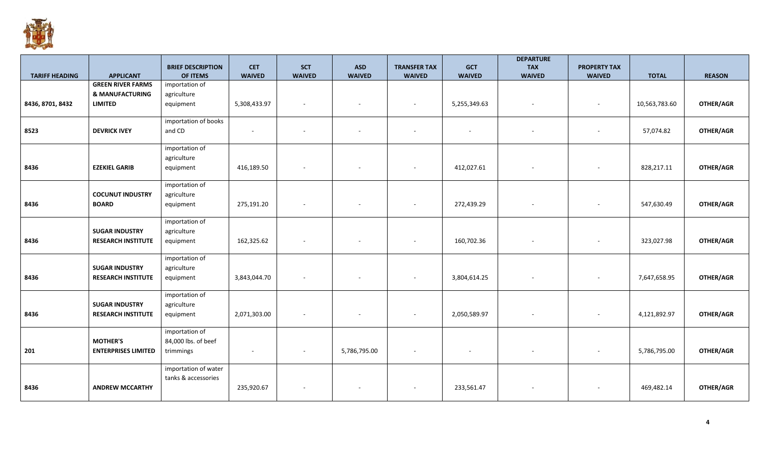| TARIFF HEADING | APPLICANT | BRIEF DESCRIPTION OF ITEMS | CET WAIVED | SCT WAIVED | ASD WAIVED | TRANSFER TAX WAIVED | GCT WAIVED | DEPARTURE TAX WAIVED | PROPERTY TAX WAIVED | TOTAL | REASON |
|---|---|---|---|---|---|---|---|---|---|---|---|
| 8436, 8701, 8432 | GREEN RIVER FARMS & MANUFACTURING LIMITED | importation of agriculture equipment | 5,308,433.97 | - | - | - | 5,255,349.63 | - | - | 10,563,783.60 | OTHER/AGR |
| 8523 | DEVRICK IVEY | importation of books and CD | - | - | - | - | - | - | - | 57,074.82 | OTHER/AGR |
| 8436 | EZEKIEL GARIB | importation of agriculture equipment | 416,189.50 | - | - | - | 412,027.61 | - | - | 828,217.11 | OTHER/AGR |
| 8436 | COCUNUT INDUSTRY BOARD | importation of agriculture equipment | 275,191.20 | - | - | - | 272,439.29 | - | - | 547,630.49 | OTHER/AGR |
| 8436 | SUGAR INDUSTRY RESEARCH INSTITUTE | importation of agriculture equipment | 162,325.62 | - | - | - | 160,702.36 | - | - | 323,027.98 | OTHER/AGR |
| 8436 | SUGAR INDUSTRY RESEARCH INSTITUTE | importation of agriculture equipment | 3,843,044.70 | - | - | - | 3,804,614.25 | - | - | 7,647,658.95 | OTHER/AGR |
| 8436 | SUGAR INDUSTRY RESEARCH INSTITUTE | importation of agriculture equipment | 2,071,303.00 | - | - | - | 2,050,589.97 | - | - | 4,121,892.97 | OTHER/AGR |
| 201 | MOTHER'S ENTERPRISES LIMITED | importation of 84,000 lbs. of beef trimmings | - | - | 5,786,795.00 | - | - | - | - | 5,786,795.00 | OTHER/AGR |
| 8436 | ANDREW MCCARTHY | importation of water tanks & accessories | 235,920.67 | - | - | - | 233,561.47 | - | - | 469,482.14 | OTHER/AGR |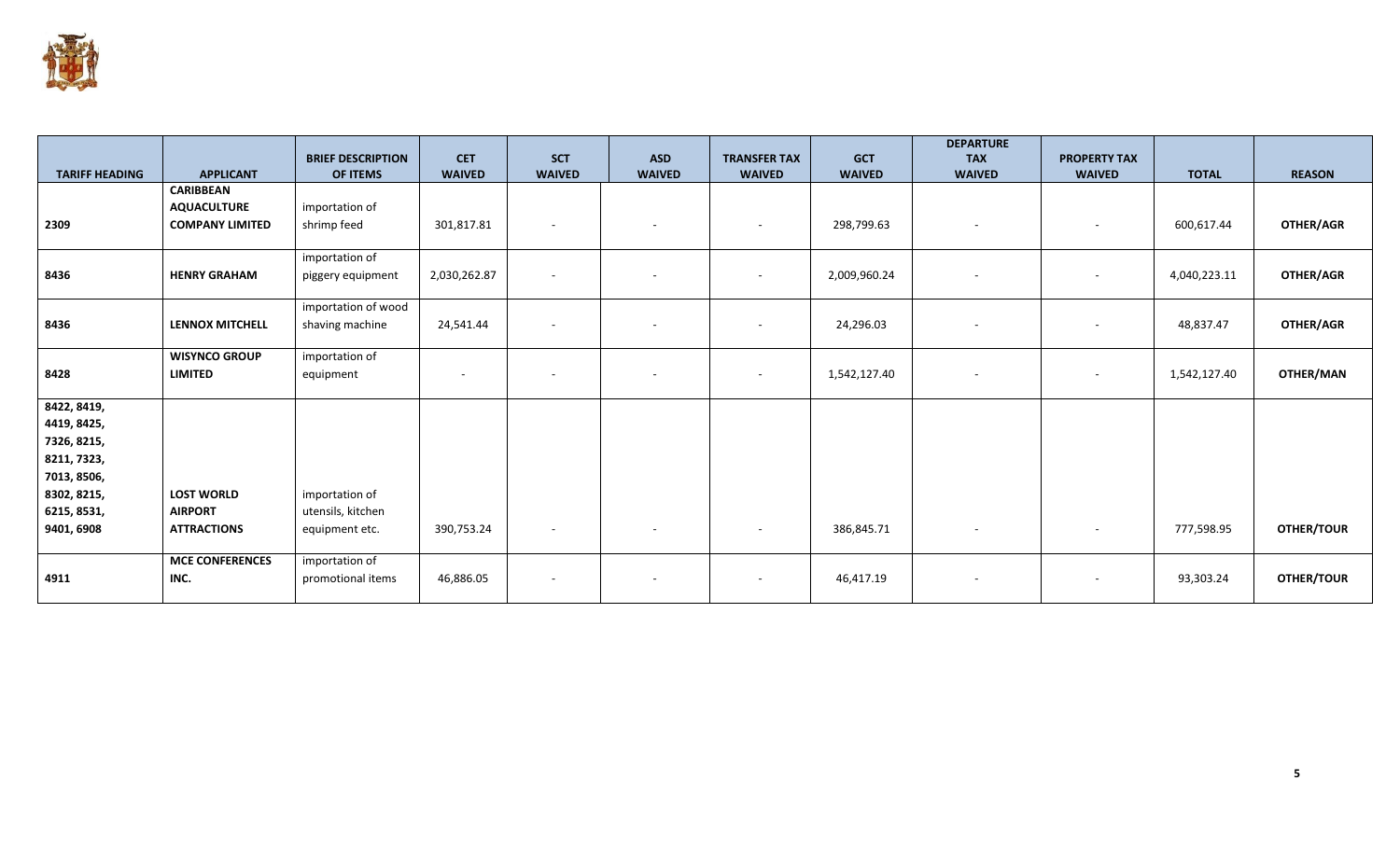| TARIFF HEADING | APPLICANT | BRIEF DESCRIPTION OF ITEMS | CET WAIVED | SCT WAIVED | ASD WAIVED | TRANSFER TAX WAIVED | GCT WAIVED | DEPARTURE TAX WAIVED | PROPERTY TAX WAIVED | TOTAL | REASON |
|---|---|---|---|---|---|---|---|---|---|---|---|
| **2309** | **CARIBBEAN AQUACULTURE COMPANY LIMITED** | importation of shrimp feed | 301,817.81 | - | - | - | 298,799.63 | - | - | 600,617.44 | **OTHER/AGR** |
| **8436** | **HENRY GRAHAM** | importation of piggery equipment | 2,030,262.87 | - | - | - | 2,009,960.24 | - | - | 4,040,223.11 | **OTHER/AGR** |
| **8436** | **LENNOX MITCHELL** | importation of wood shaving machine | 24,541.44 | - | - | - | 24,296.03 | - | - | 48,837.47 | **OTHER/AGR** |
| **8428** | **WISYNCO GROUP LIMITED** | importation of equipment | - | - | - | - | 1,542,127.40 | - | - | 1,542,127.40 | **OTHER/MAN** |
| **8422, 8419, 4419, 8425, 7326, 8215, 8211, 7323, 7013, 8506, 8302, 8215, 6215, 8531, 9401, 6908** | **LOST WORLD AIRPORT ATTRACTIONS** | importation of utensils, kitchen equipment etc. | 390,753.24 | - | - | - | 386,845.71 | - | - | 777,598.95 | **OTHER/TOUR** |
| **4911** | **MCE CONFERENCES INC.** | importation of promotional items | 46,886.05 | - | - | - | 46,417.19 | - | - | 93,303.24 | **OTHER/TOUR** |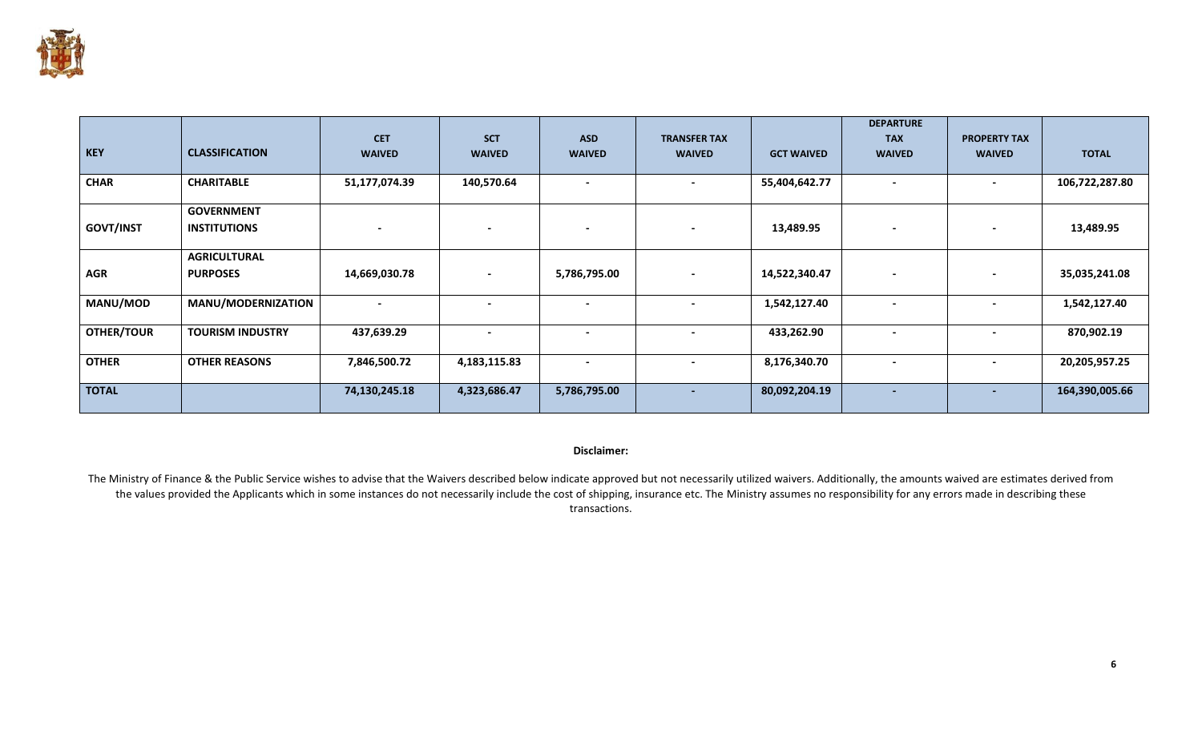| KEY | CLASSIFICATION | CET WAIVED | SCT WAIVED | ASD WAIVED | TRANSFER TAX WAIVED | GCT WAIVED | DEPARTURE TAX WAIVED | PROPERTY TAX WAIVED | TOTAL |
|---|---|---|---|---|---|---|---|---|---|
| CHAR | CHARITABLE | 51,177,074.39 | 140,570.64 | - | - | 55,404,642.77 | - | - | 106,722,287.80 |
| GOVT/INST | GOVERNMENT INSTITUTIONS | - | - | - | - | 13,489.95 | - | - | 13,489.95 |
| AGR | AGRICULTURAL PURPOSES | 14,669,030.78 | - | 5,786,795.00 | - | 14,522,340.47 | - | - | 35,035,241.08 |
| MANU/MOD | MANU/MODERNIZATION | - | - | - | - | 1,542,127.40 | - | - | 1,542,127.40 |
| OTHER/TOUR | TOURISM INDUSTRY | 437,639.29 | - | - | - | 433,262.90 | - | - | 870,902.19 |
| OTHER | OTHER REASONS | 7,846,500.72 | 4,183,115.83 | - | - | 8,176,340.70 | - | - | 20,205,957.25 |
| TOTAL | | 74,130,245.18 | 4,323,686.47 | 5,786,795.00 | - | 80,092,204.19 | - | - | 164,390,005.66 |

**Disclaimer:**

The Ministry of Finance & the Public Service wishes to advise that the Waivers described below indicate approved but not necessarily utilized waivers. Additionally, the amounts waived are estimates derived from the values provided the Applicants which in some instances do not necessarily include the cost of shipping, insurance etc. The Ministry assumes no responsibility for any errors made in describing these transactions.